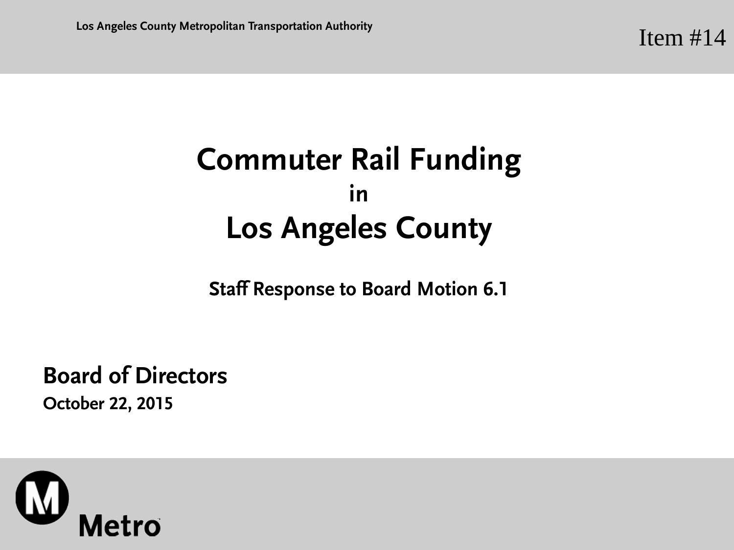Los Angeles County Metropolitan Transportation Authority

Item #14

# Commuter Rail Funding in Los Angeles County

**Staff Response to Board Motion 6.1**

**Board of Directors**

**October 22, 2015**

Metro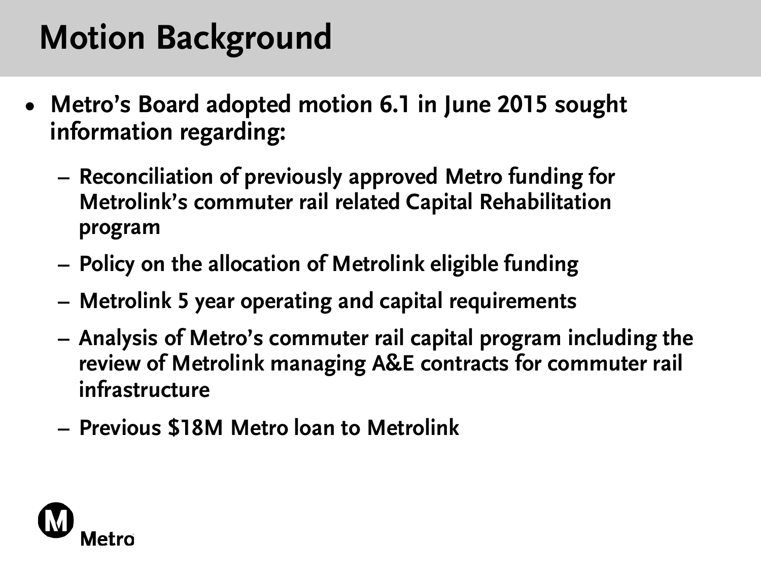# Motion Background

- **Metro's Board adopted motion 6.1 in June 2015 sought information regarding:**
  - **Reconciliation of previously approved Metro funding for Metrolink's commuter rail related Capital Rehabilitation program**
  - **Policy on the allocation of Metrolink eligible funding**
  - **Metrolink 5 year operating and capital requirements**
  - **Analysis of Metro's commuter rail capital program including the review of Metrolink managing A&E contracts for commuter rail infrastructure**
  - **Previous $18M Metro loan to Metrolink**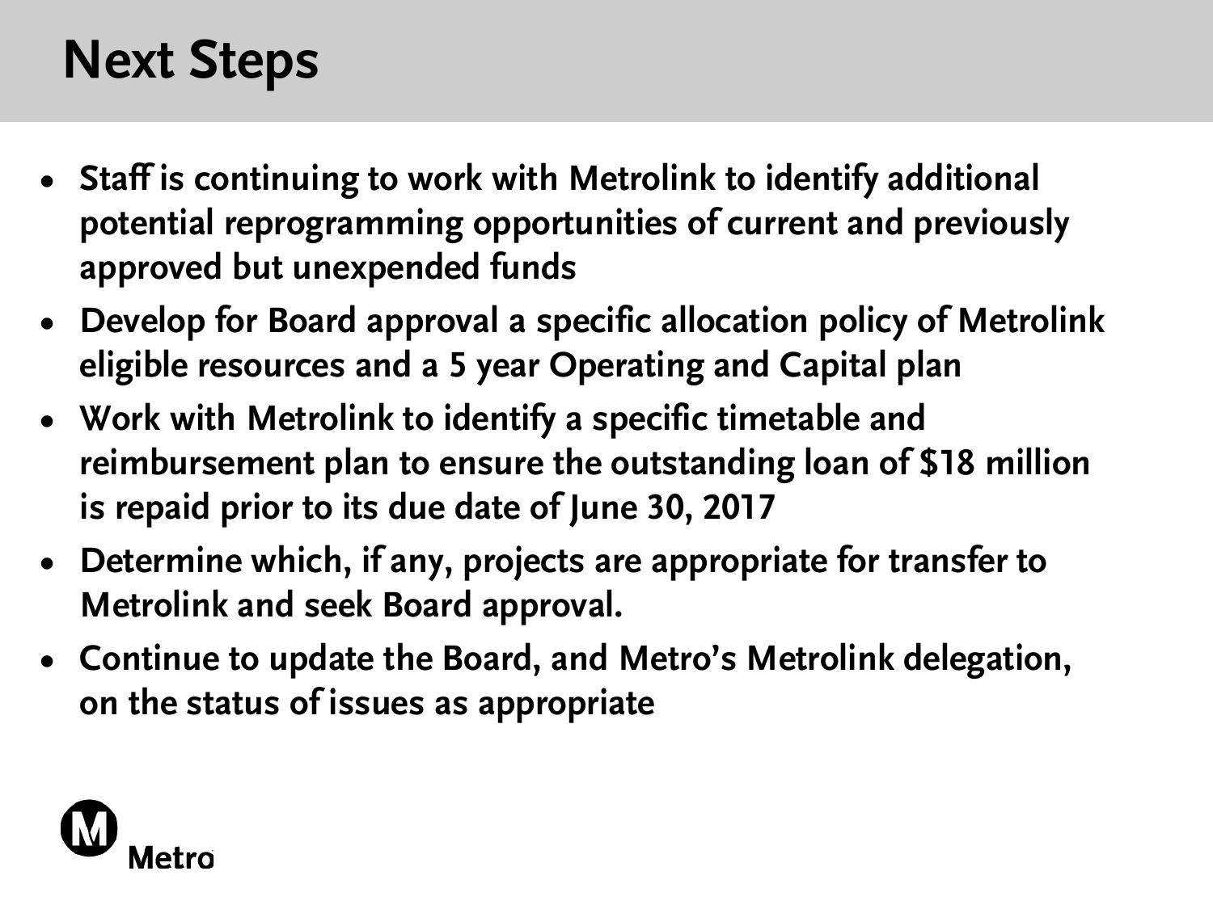# Next Steps

- Staff is continuing to work with Metrolink to identify additional potential reprogramming opportunities of current and previously approved but unexpended funds
- Develop for Board approval a specific allocation policy of Metrolink eligible resources and a 5 year Operating and Capital plan
- Work with Metrolink to identify a specific timetable and reimbursement plan to ensure the outstanding loan of $18 million is repaid prior to its due date of June 30, 2017
- Determine which, if any, projects are appropriate for transfer to Metrolink and seek Board approval.
- Continue to update the Board, and Metro's Metrolink delegation, on the status of issues as appropriate

Metro